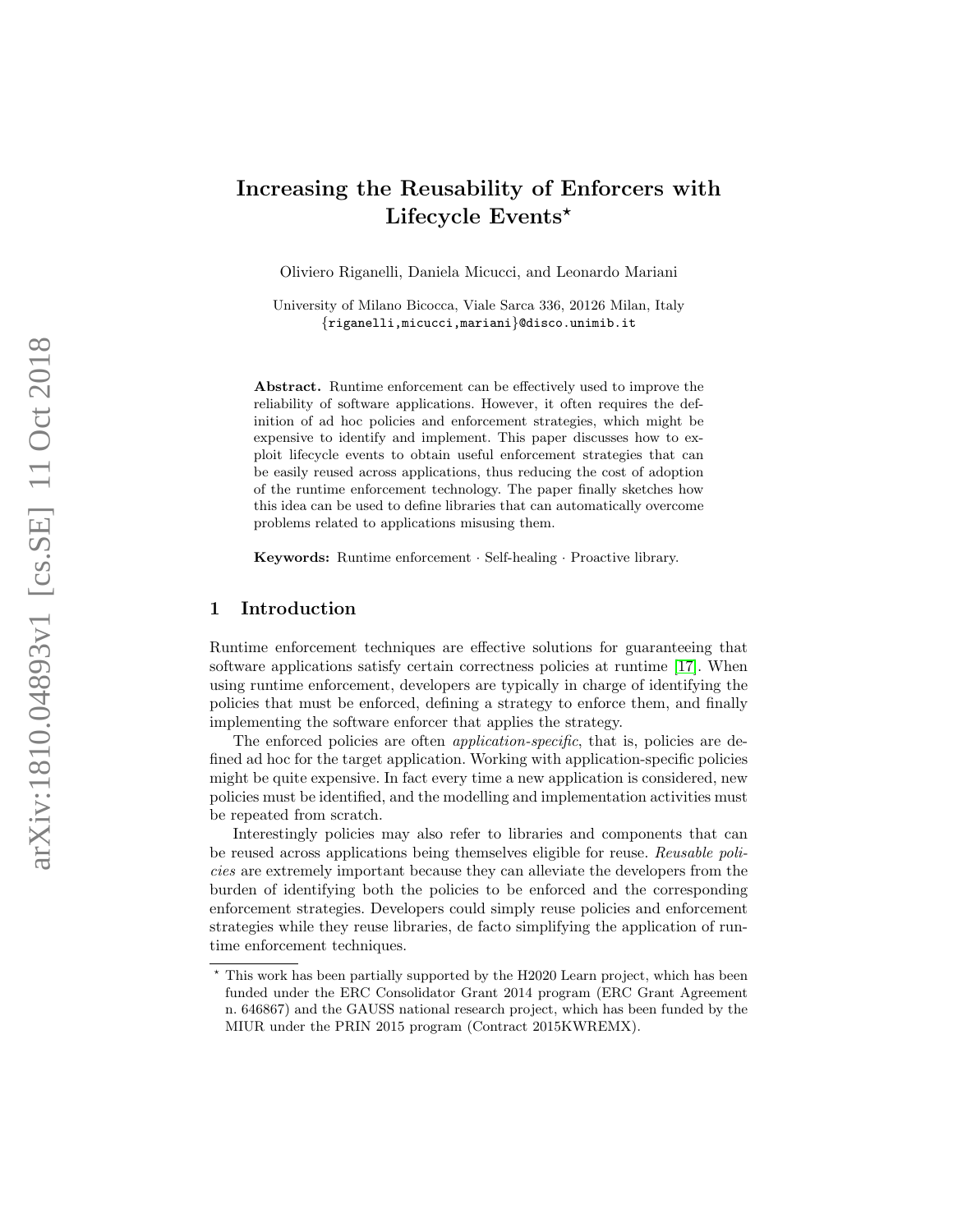# Increasing the Reusability of Enforcers with Lifecycle Events*

Oliviero Riganelli, Daniela Micucci, and Leonardo Mariani

University of Milano Bicocca, Viale Sarca 336, 20126 Milan, Italy
{riganelli,micucci,mariani}@disco.unimib.it

**Abstract.** Runtime enforcement can be effectively used to improve the reliability of software applications. However, it often requires the definition of ad hoc policies and enforcement strategies, which might be expensive to identify and implement. This paper discusses how to exploit lifecycle events to obtain useful enforcement strategies that can be easily reused across applications, thus reducing the cost of adoption of the runtime enforcement technology. The paper finally sketches how this idea can be used to define libraries that can automatically overcome problems related to applications misusing them.

**Keywords:** Runtime enforcement · Self-healing · Proactive library.

## 1 Introduction

Runtime enforcement techniques are effective solutions for guaranteeing that software applications satisfy certain correctness policies at runtime [17]. When using runtime enforcement, developers are typically in charge of identifying the policies that must be enforced, defining a strategy to enforce them, and finally implementing the software enforcer that applies the strategy.

The enforced policies are often *application-specific*, that is, policies are defined ad hoc for the target application. Working with application-specific policies might be quite expensive. In fact every time a new application is considered, new policies must be identified, and the modelling and implementation activities must be repeated from scratch.

Interestingly policies may also refer to libraries and components that can be reused across applications being themselves eligible for reuse. *Reusable policies* are extremely important because they can alleviate the developers from the burden of identifying both the policies to be enforced and the corresponding enforcement strategies. Developers could simply reuse policies and enforcement strategies while they reuse libraries, de facto simplifying the application of runtime enforcement techniques.

* This work has been partially supported by the H2020 Learn project, which has been funded under the ERC Consolidator Grant 2014 program (ERC Grant Agreement n. 646867) and the GAUSS national research project, which has been funded by the MIUR under the PRIN 2015 program (Contract 2015KWREMX).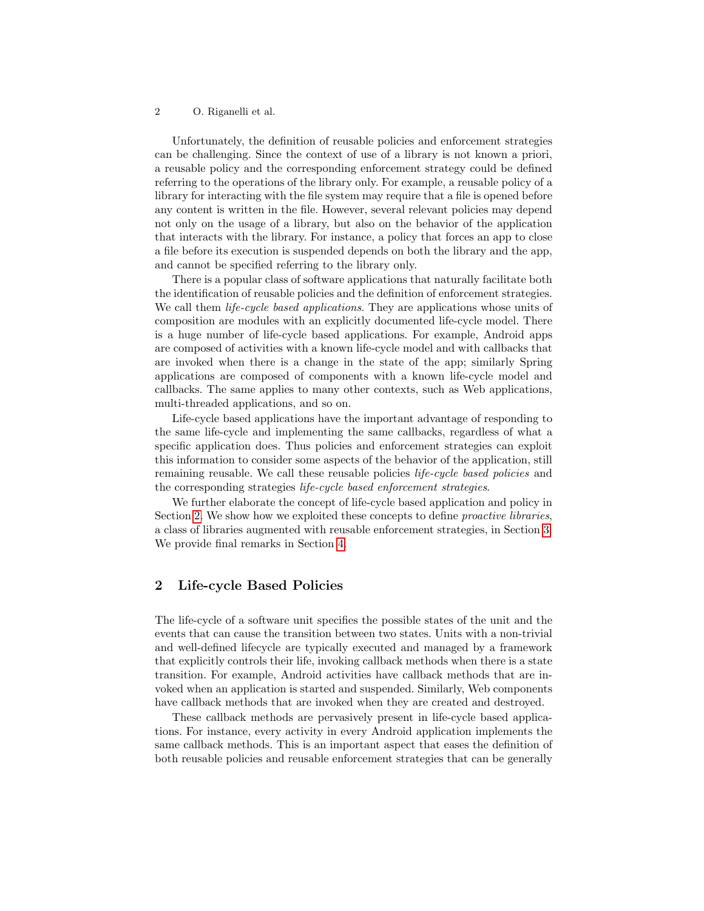Unfortunately, the definition of reusable policies and enforcement strategies can be challenging. Since the context of use of a library is not known a priori, a reusable policy and the corresponding enforcement strategy could be defined referring to the operations of the library only. For example, a reusable policy of a library for interacting with the file system may require that a file is opened before any content is written in the file. However, several relevant policies may depend not only on the usage of a library, but also on the behavior of the application that interacts with the library. For instance, a policy that forces an app to close a file before its execution is suspended depends on both the library and the app, and cannot be specified referring to the library only.

There is a popular class of software applications that naturally facilitate both the identification of reusable policies and the definition of enforcement strategies. We call them *life-cycle based applications*. They are applications whose units of composition are modules with an explicitly documented life-cycle model. There is a huge number of life-cycle based applications. For example, Android apps are composed of activities with a known life-cycle model and with callbacks that are invoked when there is a change in the state of the app; similarly Spring applications are composed of components with a known life-cycle model and callbacks. The same applies to many other contexts, such as Web applications, multi-threaded applications, and so on.

Life-cycle based applications have the important advantage of responding to the same life-cycle and implementing the same callbacks, regardless of what a specific application does. Thus policies and enforcement strategies can exploit this information to consider some aspects of the behavior of the application, still remaining reusable. We call these reusable policies *life-cycle based policies* and the corresponding strategies *life-cycle based enforcement strategies*.

We further elaborate the concept of life-cycle based application and policy in Section 2. We show how we exploited these concepts to define *proactive libraries*, a class of libraries augmented with reusable enforcement strategies, in Section 3. We provide final remarks in Section 4.

## 2 Life-cycle Based Policies

The life-cycle of a software unit specifies the possible states of the unit and the events that can cause the transition between two states. Units with a non-trivial and well-defined lifecycle are typically executed and managed by a framework that explicitly controls their life, invoking callback methods when there is a state transition. For example, Android activities have callback methods that are invoked when an application is started and suspended. Similarly, Web components have callback methods that are invoked when they are created and destroyed.

These callback methods are pervasively present in life-cycle based applications. For instance, every activity in every Android application implements the same callback methods. This is an important aspect that eases the definition of both reusable policies and reusable enforcement strategies that can be generally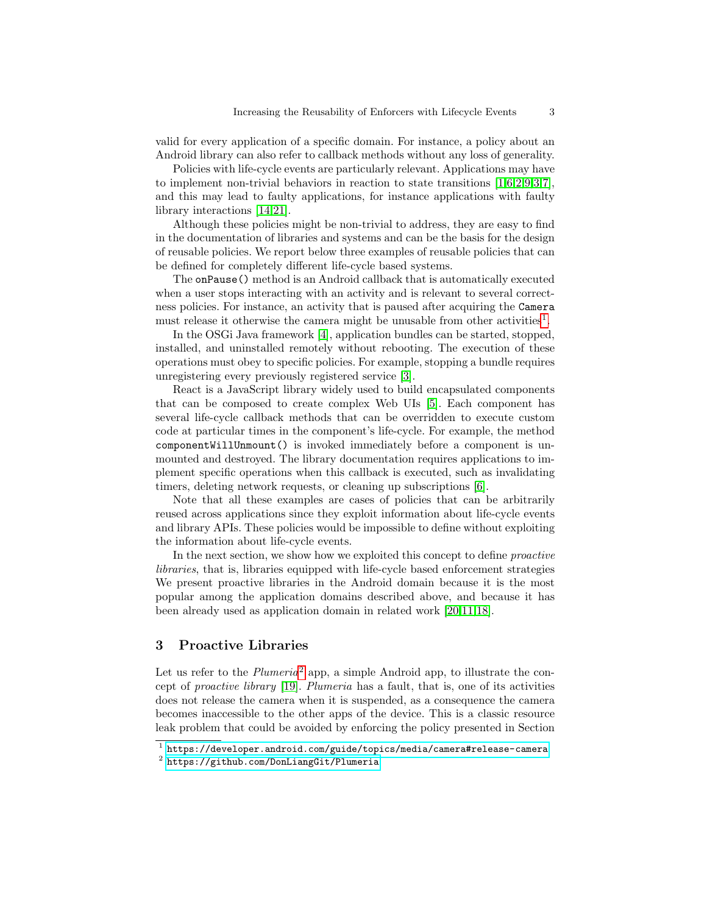valid for every application of a specific domain. For instance, a policy about an Android library can also refer to callback methods without any loss of generality.

Policies with life-cycle events are particularly relevant. Applications may have to implement non-trivial behaviors in reaction to state transitions [1,6,2,9,3,7], and this may lead to faulty applications, for instance applications with faulty library interactions [14,21].

Although these policies might be non-trivial to address, they are easy to find in the documentation of libraries and systems and can be the basis for the design of reusable policies. We report below three examples of reusable policies that can be defined for completely different life-cycle based systems.

The `onPause()` method is an Android callback that is automatically executed when a user stops interacting with an activity and is relevant to several correctness policies. For instance, an activity that is paused after acquiring the `Camera` must release it otherwise the camera might be unusable from other activities[1].

In the OSGi Java framework [4], application bundles can be started, stopped, installed, and uninstalled remotely without rebooting. The execution of these operations must obey to specific policies. For example, stopping a bundle requires unregistering every previously registered service [3].

React is a JavaScript library widely used to build encapsulated components that can be composed to create complex Web UIs [5]. Each component has several life-cycle callback methods that can be overridden to execute custom code at particular times in the component's life-cycle. For example, the method `componentWillUnmount()` is invoked immediately before a component is unmounted and destroyed. The library documentation requires applications to implement specific operations when this callback is executed, such as invalidating timers, deleting network requests, or cleaning up subscriptions [6].

Note that all these examples are cases of policies that can be arbitrarily reused across applications since they exploit information about life-cycle events and library APIs. These policies would be impossible to define without exploiting the information about life-cycle events.

In the next section, we show how we exploited this concept to define *proactive libraries*, that is, libraries equipped with life-cycle based enforcement strategies We present proactive libraries in the Android domain because it is the most popular among the application domains described above, and because it has been already used as application domain in related work [20,11,18].

## 3 Proactive Libraries

Let us refer to the *Plumeria*[2] app, a simple Android app, to illustrate the concept of *proactive library* [19]. *Plumeria* has a fault, that is, one of its activities does not release the camera when it is suspended, as a consequence the camera becomes inaccessible to the other apps of the device. This is a classic resource leak problem that could be avoided by enforcing the policy presented in Section

[1] https://developer.android.com/guide/topics/media/camera#release-camera

[2] https://github.com/DonLiangGit/Plumeria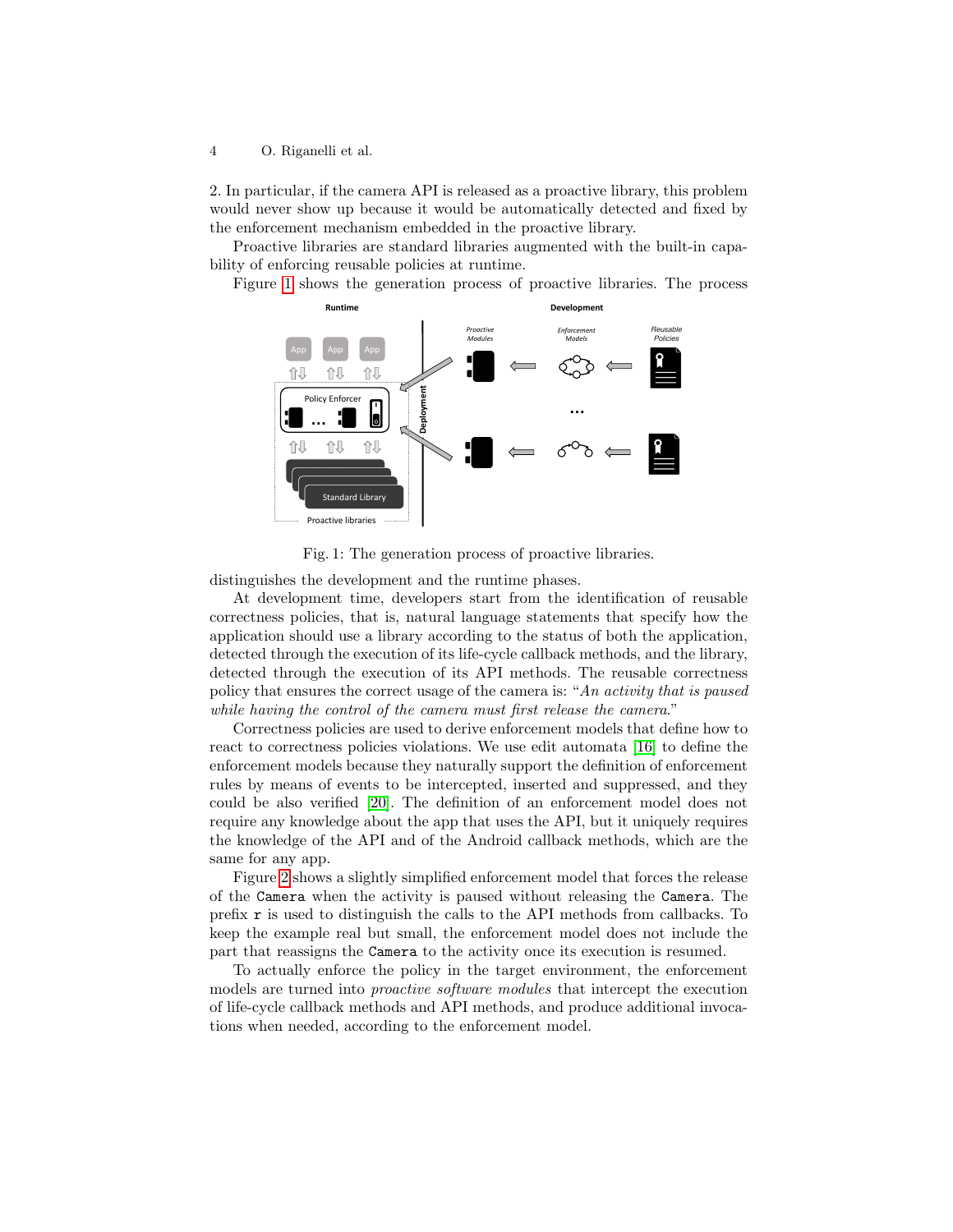2. In particular, if the camera API is released as a proactive library, this problem would never show up because it would be automatically detected and fixed by the enforcement mechanism embedded in the proactive library.

Proactive libraries are standard libraries augmented with the built-in capability of enforcing reusable policies at runtime.

Figure 1 shows the generation process of proactive libraries. The process distinguishes the development and the runtime phases.

Fig. 1: The generation process of proactive libraries.

At development time, developers start from the identification of reusable correctness policies, that is, natural language statements that specify how the application should use a library according to the status of both the application, detected through the execution of its life-cycle callback methods, and the library, detected through the execution of its API methods. The reusable correctness policy that ensures the correct usage of the camera is: "*An activity that is paused while having the control of the camera must first release the camera.*"

Correctness policies are used to derive enforcement models that define how to react to correctness policies violations. We use edit automata [16] to define the enforcement models because they naturally support the definition of enforcement rules by means of events to be intercepted, inserted and suppressed, and they could be also verified [20]. The definition of an enforcement model does not require any knowledge about the app that uses the API, but it uniquely requires the knowledge of the API and of the Android callback methods, which are the same for any app.

Figure 2 shows a slightly simplified enforcement model that forces the release of the `Camera` when the activity is paused without releasing the `Camera`. The prefix `r` is used to distinguish the calls to the API methods from callbacks. To keep the example real but small, the enforcement model does not include the part that reassigns the `Camera` to the activity once its execution is resumed.

To actually enforce the policy in the target environment, the enforcement models are turned into *proactive software modules* that intercept the execution of life-cycle callback methods and API methods, and produce additional invocations when needed, according to the enforcement model.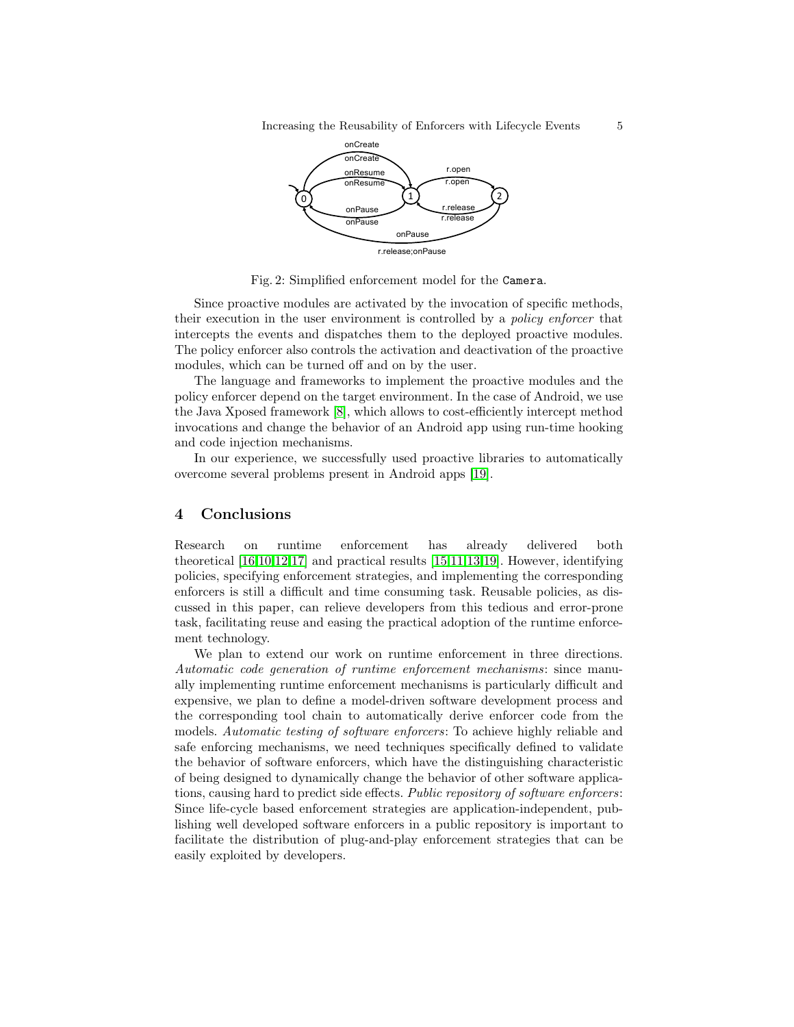onCreate
onCreate
onResume
onResume
r.open
r.open
0
1
2
onPause
onPause
r.release
r.release
onPause
r.release;onPause

Fig. 2: Simplified enforcement model for the `Camera`.

Since proactive modules are activated by the invocation of specific methods, their execution in the user environment is controlled by a *policy enforcer* that intercepts the events and dispatches them to the deployed proactive modules. The policy enforcer also controls the activation and deactivation of the proactive modules, which can be turned off and on by the user.

The language and frameworks to implement the proactive modules and the policy enforcer depend on the target environment. In the case of Android, we use the Java Xposed framework [8], which allows to cost-efficiently intercept method invocations and change the behavior of an Android app using run-time hooking and code injection mechanisms.

In our experience, we successfully used proactive libraries to automatically overcome several problems present in Android apps [19].

## 4 Conclusions

Research on runtime enforcement has already delivered both theoretical [16,10,12,17] and practical results [15,11,13,19]. However, identifying policies, specifying enforcement strategies, and implementing the corresponding enforcers is still a difficult and time consuming task. Reusable policies, as discussed in this paper, can relieve developers from this tedious and error-prone task, facilitating reuse and easing the practical adoption of the runtime enforcement technology.

We plan to extend our work on runtime enforcement in three directions. *Automatic code generation of runtime enforcement mechanisms*: since manually implementing runtime enforcement mechanisms is particularly difficult and expensive, we plan to define a model-driven software development process and the corresponding tool chain to automatically derive enforcer code from the models. *Automatic testing of software enforcers*: To achieve highly reliable and safe enforcing mechanisms, we need techniques specifically defined to validate the behavior of software enforcers, which have the distinguishing characteristic of being designed to dynamically change the behavior of other software applications, causing hard to predict side effects. *Public repository of software enforcers*: Since life-cycle based enforcement strategies are application-independent, publishing well developed software enforcers in a public repository is important to facilitate the distribution of plug-and-play enforcement strategies that can be easily exploited by developers.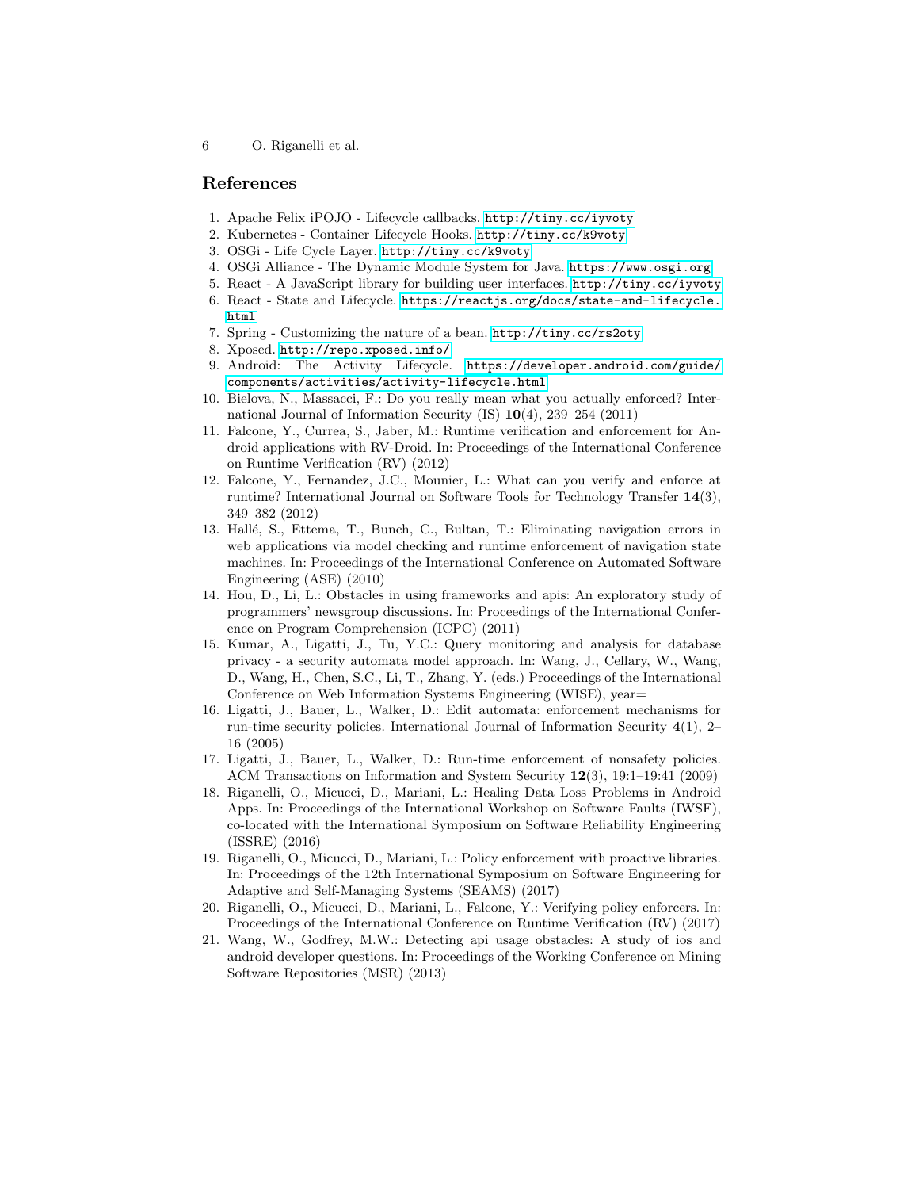## References

1. Apache Felix iPOJO - Lifecycle callbacks. http://tiny.cc/iyvoty
2. Kubernetes - Container Lifecycle Hooks. http://tiny.cc/k9voty
3. OSGi - Life Cycle Layer. http://tiny.cc/k9voty
4. OSGi Alliance - The Dynamic Module System for Java. https://www.osgi.org
5. React - A JavaScript library for building user interfaces. http://tiny.cc/iyvoty
6. React - State and Lifecycle. https://reactjs.org/docs/state-and-lifecycle.html
7. Spring - Customizing the nature of a bean. http://tiny.cc/rs2oty
8. Xposed. http://repo.xposed.info/
9. Android: The Activity Lifecycle. https://developer.android.com/guide/components/activities/activity-lifecycle.html
10. Bielova, N., Massacci, F.: Do you really mean what you actually enforced? International Journal of Information Security (IS) **10**(4), 239–254 (2011)
11. Falcone, Y., Currea, S., Jaber, M.: Runtime verification and enforcement for Android applications with RV-Droid. In: Proceedings of the International Conference on Runtime Verification (RV) (2012)
12. Falcone, Y., Fernandez, J.C., Mounier, L.: What can you verify and enforce at runtime? International Journal on Software Tools for Technology Transfer **14**(3), 349–382 (2012)
13. Hallé, S., Ettema, T., Bunch, C., Bultan, T.: Eliminating navigation errors in web applications via model checking and runtime enforcement of navigation state machines. In: Proceedings of the International Conference on Automated Software Engineering (ASE) (2010)
14. Hou, D., Li, L.: Obstacles in using frameworks and apis: An exploratory study of programmers' newsgroup discussions. In: Proceedings of the International Conference on Program Comprehension (ICPC) (2011)
15. Kumar, A., Ligatti, J., Tu, Y.C.: Query monitoring and analysis for database privacy - a security automata model approach. In: Wang, J., Cellary, W., Wang, D., Wang, H., Chen, S.C., Li, T., Zhang, Y. (eds.) Proceedings of the International Conference on Web Information Systems Engineering (WISE), year=
16. Ligatti, J., Bauer, L., Walker, D.: Edit automata: enforcement mechanisms for run-time security policies. International Journal of Information Security **4**(1), 2–16 (2005)
17. Ligatti, J., Bauer, L., Walker, D.: Run-time enforcement of nonsafety policies. ACM Transactions on Information and System Security **12**(3), 19:1–19:41 (2009)
18. Riganelli, O., Micucci, D., Mariani, L.: Healing Data Loss Problems in Android Apps. In: Proceedings of the International Workshop on Software Faults (IWSF), co-located with the International Symposium on Software Reliability Engineering (ISSRE) (2016)
19. Riganelli, O., Micucci, D., Mariani, L.: Policy enforcement with proactive libraries. In: Proceedings of the 12th International Symposium on Software Engineering for Adaptive and Self-Managing Systems (SEAMS) (2017)
20. Riganelli, O., Micucci, D., Mariani, L., Falcone, Y.: Verifying policy enforcers. In: Proceedings of the International Conference on Runtime Verification (RV) (2017)
21. Wang, W., Godfrey, M.W.: Detecting api usage obstacles: A study of ios and android developer questions. In: Proceedings of the Working Conference on Mining Software Repositories (MSR) (2013)